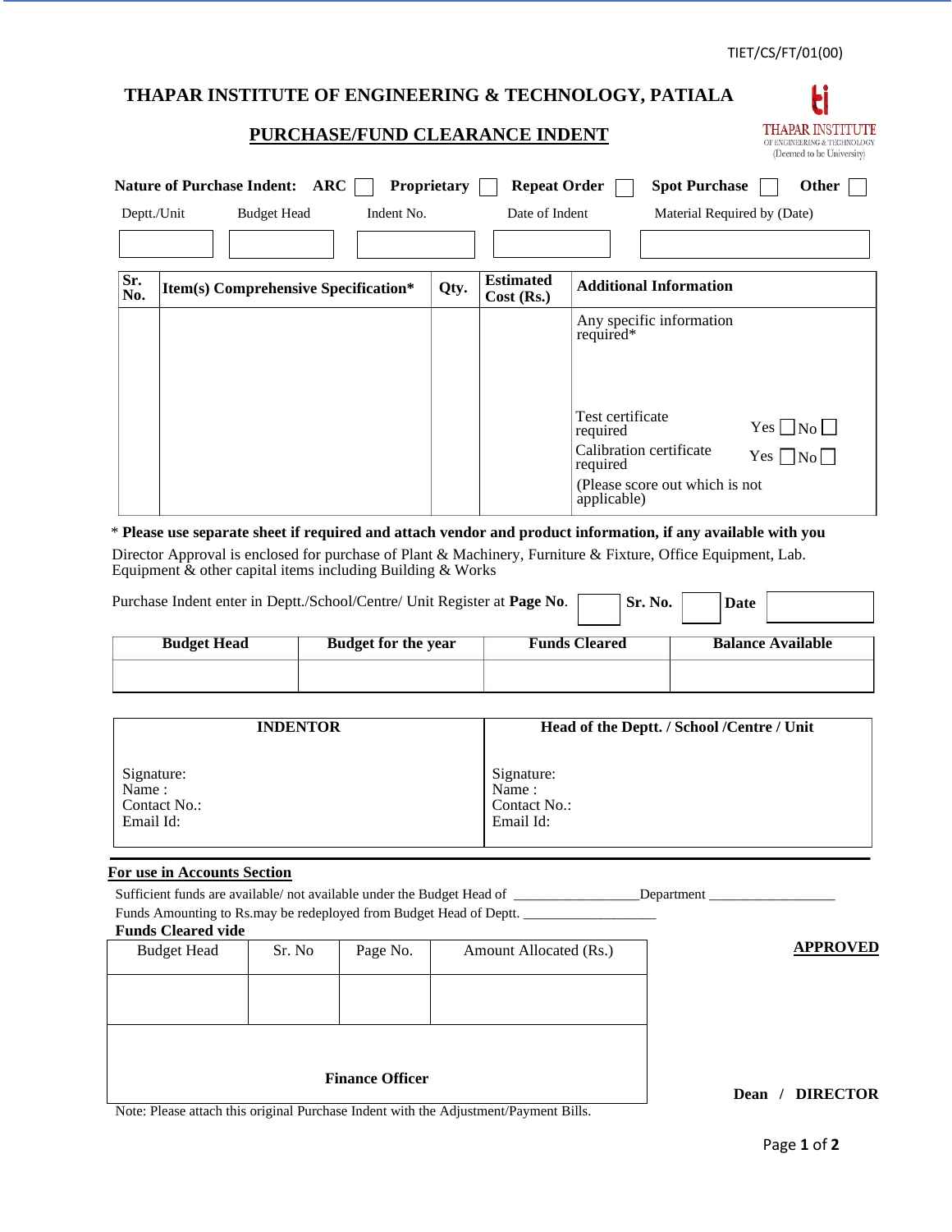TIET/CS/FT/01(00)

# THAPAR INSTITUTE OF ENGINEERING & TECHNOLOGY, PATIALA

## PURCHASE/FUND CLEARANCE INDENT

THAPAR INSTITUTE OF ENGINEERING & TECHNOLOGY (Deemed to be University)

**Nature of Purchase Indent:** **ARC** ☐ **Proprietary** ☐ **Repeat Order** ☐ **Spot Purchase** ☐ **Other** ☐

| Deptt./Unit | Budget Head | Indent No. | Date of Indent | Material Required by (Date) |
|---|---|---|---|---|
| | | | | |

| **Sr. No.** | **Item(s) Comprehensive Specification*** | **Qty.** | **Estimated Cost (Rs.)** | **Additional Information** |
|---|---|---|---|---|
| | | | | Any specific information required* <br> Test certificate required Yes ☐ No ☐ <br> Calibration certificate required Yes ☐ No ☐ <br> (Please score out which is not applicable) |

* **Please use separate sheet if required and attach vendor and product information, if any available with you**

Director Approval is enclosed for purchase of Plant & Machinery, Furniture & Fixture, Office Equipment, Lab. Equipment & other capital items including Building & Works

Purchase Indent enter in Deptt./School/Centre/ Unit Register at **Page No**. ______ **Sr. No.** ______ **Date** ______

| **Budget Head** | **Budget for the year** | **Funds Cleared** | **Balance Available** |
|---|---|---|---|
| | | | |

| **INDENTOR** | **Head of the Deptt. / School /Centre / Unit** |
|---|---|
| Signature: <br> Name : <br> Contact No.: <br> Email Id: | Signature: <br> Name : <br> Contact No.: <br> Email Id: |

**For use in Accounts Section**

Sufficient funds are available/ not available under the Budget Head of _________________Department _________________

Funds Amounting to Rs.may be redeployed from Budget Head of Deptt. ___________________

**Funds Cleared vide**

| Budget Head | Sr. No | Page No. | Amount Allocated (Rs.) |
|---|---|---|---|
| | | | |

**Finance Officer**

**APPROVED**

**Dean / DIRECTOR**

Note: Please attach this original Purchase Indent with the Adjustment/Payment Bills.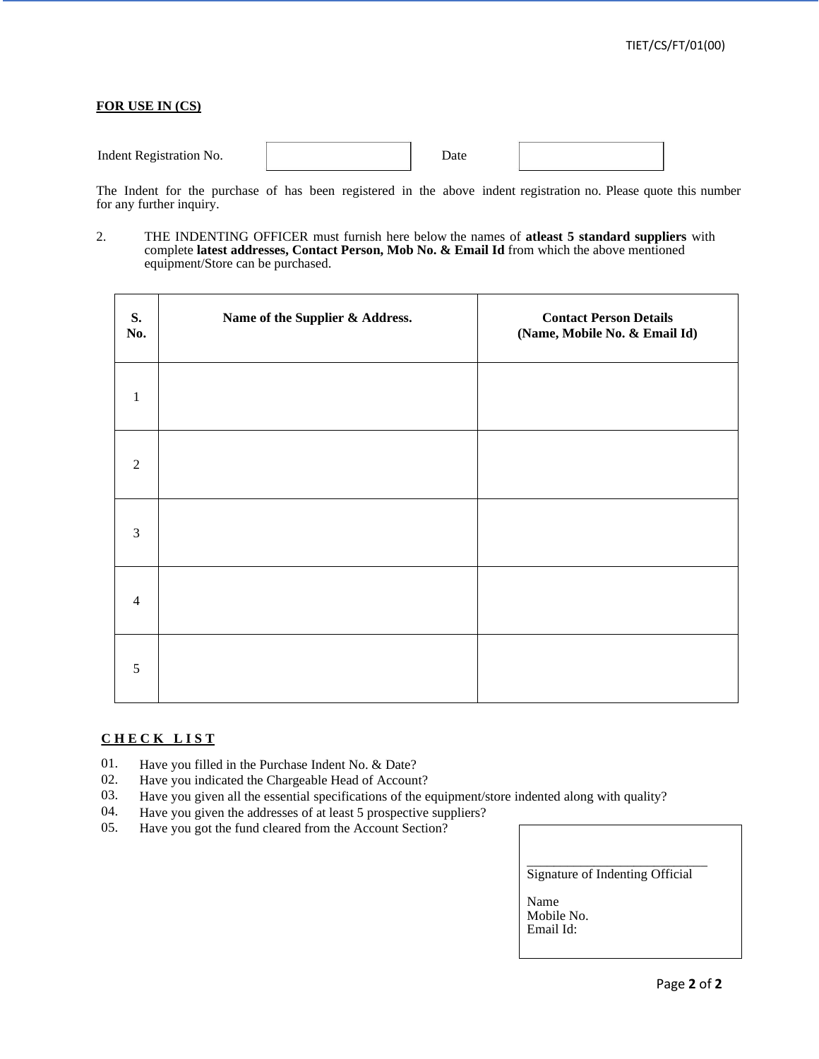**FOR USE IN (CS)**

| Indent Registration No. | | Date | |
|---|---|---|---|

The Indent for the purchase of has been registered in the above indent registration no. Please quote this number for any further inquiry.

2. THE INDENTING OFFICER must furnish here below the names of **atleast 5 standard suppliers** with complete **latest addresses, Contact Person, Mob No. & Email Id** from which the above mentioned equipment/Store can be purchased.

| S. No. | Name of the Supplier & Address. | Contact Person Details (Name, Mobile No. & Email Id) |
|---|---|---|
| 1 | | |
| 2 | | |
| 3 | | |
| 4 | | |
| 5 | | |

**CHECK LIST**

01. Have you filled in the Purchase Indent No. & Date?
02. Have you indicated the Chargeable Head of Account?
03. Have you given all the essential specifications of the equipment/store indented along with quality?
04. Have you given the addresses of at least 5 prospective suppliers?
05. Have you got the fund cleared from the Account Section?

\_\_\_\_\_\_\_\_\_\_\_\_\_\_\_\_\_\_\_\_\_\_\_\_\_\_\_\_

Signature of Indenting Official

Name
Mobile No.
Email Id: